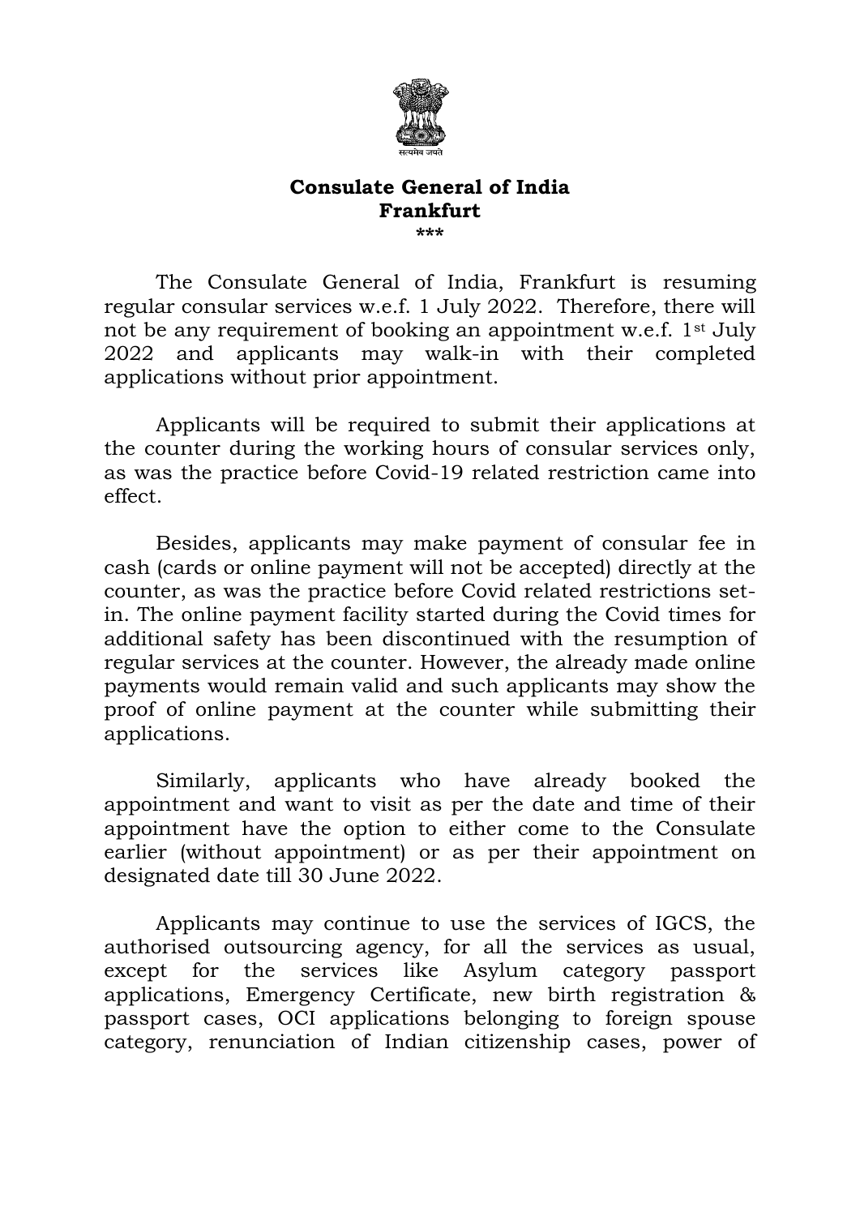सत्यमेव जयते

**Consulate General of India**
**Frankfurt**
***

The Consulate General of India, Frankfurt is resuming regular consular services w.e.f. 1 July 2022. Therefore, there will not be any requirement of booking an appointment w.e.f. 1st July 2022 and applicants may walk-in with their completed applications without prior appointment.

Applicants will be required to submit their applications at the counter during the working hours of consular services only, as was the practice before Covid-19 related restriction came into effect.

Besides, applicants may make payment of consular fee in cash (cards or online payment will not be accepted) directly at the counter, as was the practice before Covid related restrictions set-in. The online payment facility started during the Covid times for additional safety has been discontinued with the resumption of regular services at the counter. However, the already made online payments would remain valid and such applicants may show the proof of online payment at the counter while submitting their applications.

Similarly, applicants who have already booked the appointment and want to visit as per the date and time of their appointment have the option to either come to the Consulate earlier (without appointment) or as per their appointment on designated date till 30 June 2022.

Applicants may continue to use the services of IGCS, the authorised outsourcing agency, for all the services as usual, except for the services like Asylum category passport applications, Emergency Certificate, new birth registration & passport cases, OCI applications belonging to foreign spouse category, renunciation of Indian citizenship cases, power of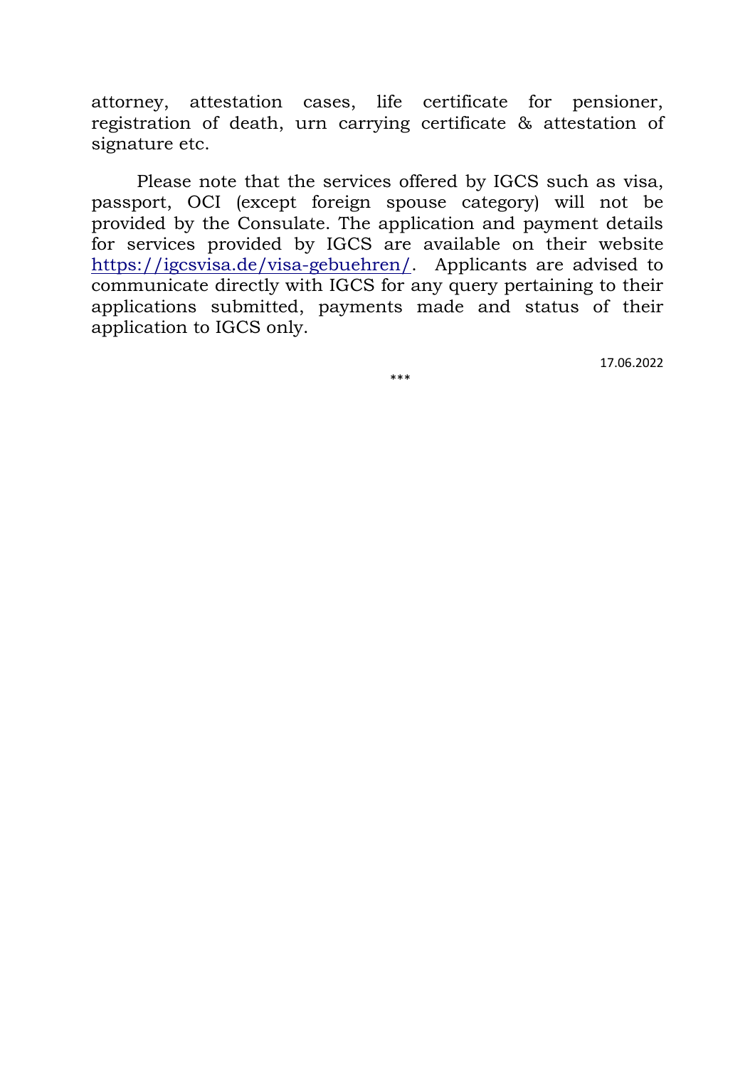attorney, attestation cases, life certificate for pensioner, registration of death, urn carrying certificate & attestation of signature etc.

Please note that the services offered by IGCS such as visa, passport, OCI (except foreign spouse category) will not be provided by the Consulate. The application and payment details for services provided by IGCS are available on their website https://igcsvisa.de/visa-gebuehren/. Applicants are advised to communicate directly with IGCS for any query pertaining to their applications submitted, payments made and status of their application to IGCS only.

17.06.2022

***